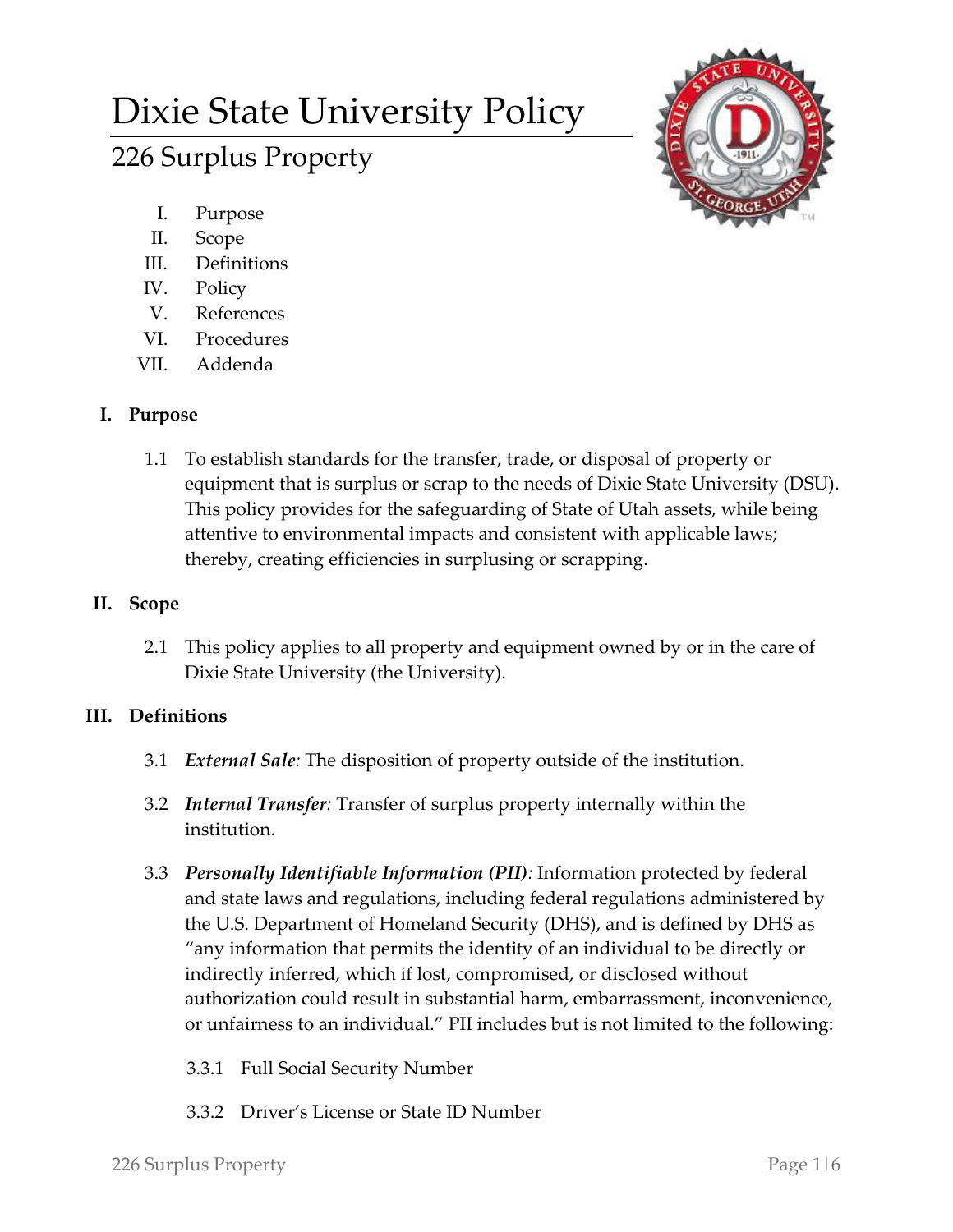# Dixie State University Policy

## 226 Surplus Property

I. Purpose
II. Scope
III. Definitions
IV. Policy
V. References
VI. Procedures
VII. Addenda

### I. Purpose

1.1 To establish standards for the transfer, trade, or disposal of property or equipment that is surplus or scrap to the needs of Dixie State University (DSU). This policy provides for the safeguarding of State of Utah assets, while being attentive to environmental impacts and consistent with applicable laws; thereby, creating efficiencies in surplusing or scrapping.

### II. Scope

2.1 This policy applies to all property and equipment owned by or in the care of Dixie State University (the University).

### III. Definitions

3.1 ***External Sale****:* The disposition of property outside of the institution.

3.2 ***Internal Transfer****:* Transfer of surplus property internally within the institution.

3.3 ***Personally Identifiable Information (PII)****:* Information protected by federal and state laws and regulations, including federal regulations administered by the U.S. Department of Homeland Security (DHS), and is defined by DHS as "any information that permits the identity of an individual to be directly or indirectly inferred, which if lost, compromised, or disclosed without authorization could result in substantial harm, embarrassment, inconvenience, or unfairness to an individual." PII includes but is not limited to the following:

3.3.1 Full Social Security Number

3.3.2 Driver's License or State ID Number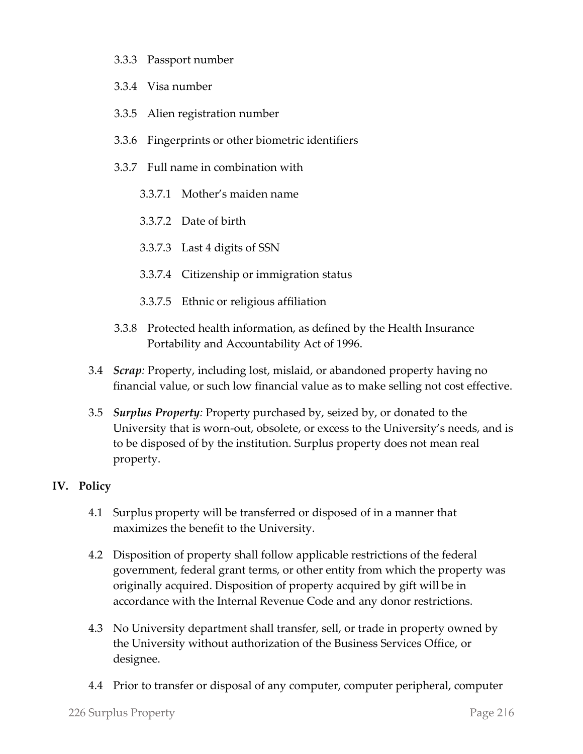- 3.3.3 Passport number
- 3.3.4 Visa number
- 3.3.5 Alien registration number
- 3.3.6 Fingerprints or other biometric identifiers
- 3.3.7 Full name in combination with
  - 3.3.7.1 Mother's maiden name
  - 3.3.7.2 Date of birth
  - 3.3.7.3 Last 4 digits of SSN
  - 3.3.7.4 Citizenship or immigration status
  - 3.3.7.5 Ethnic or religious affiliation
- 3.3.8 Protected health information, as defined by the Health Insurance Portability and Accountability Act of 1996.

3.4 ***Scrap****:* Property, including lost, mislaid, or abandoned property having no financial value, or such low financial value as to make selling not cost effective.

3.5 ***Surplus Property****:* Property purchased by, seized by, or donated to the University that is worn-out, obsolete, or excess to the University's needs, and is to be disposed of by the institution. Surplus property does not mean real property.

## IV. Policy

4.1 Surplus property will be transferred or disposed of in a manner that maximizes the benefit to the University.

4.2 Disposition of property shall follow applicable restrictions of the federal government, federal grant terms, or other entity from which the property was originally acquired. Disposition of property acquired by gift will be in accordance with the Internal Revenue Code and any donor restrictions.

4.3 No University department shall transfer, sell, or trade in property owned by the University without authorization of the Business Services Office, or designee.

4.4 Prior to transfer or disposal of any computer, computer peripheral, computer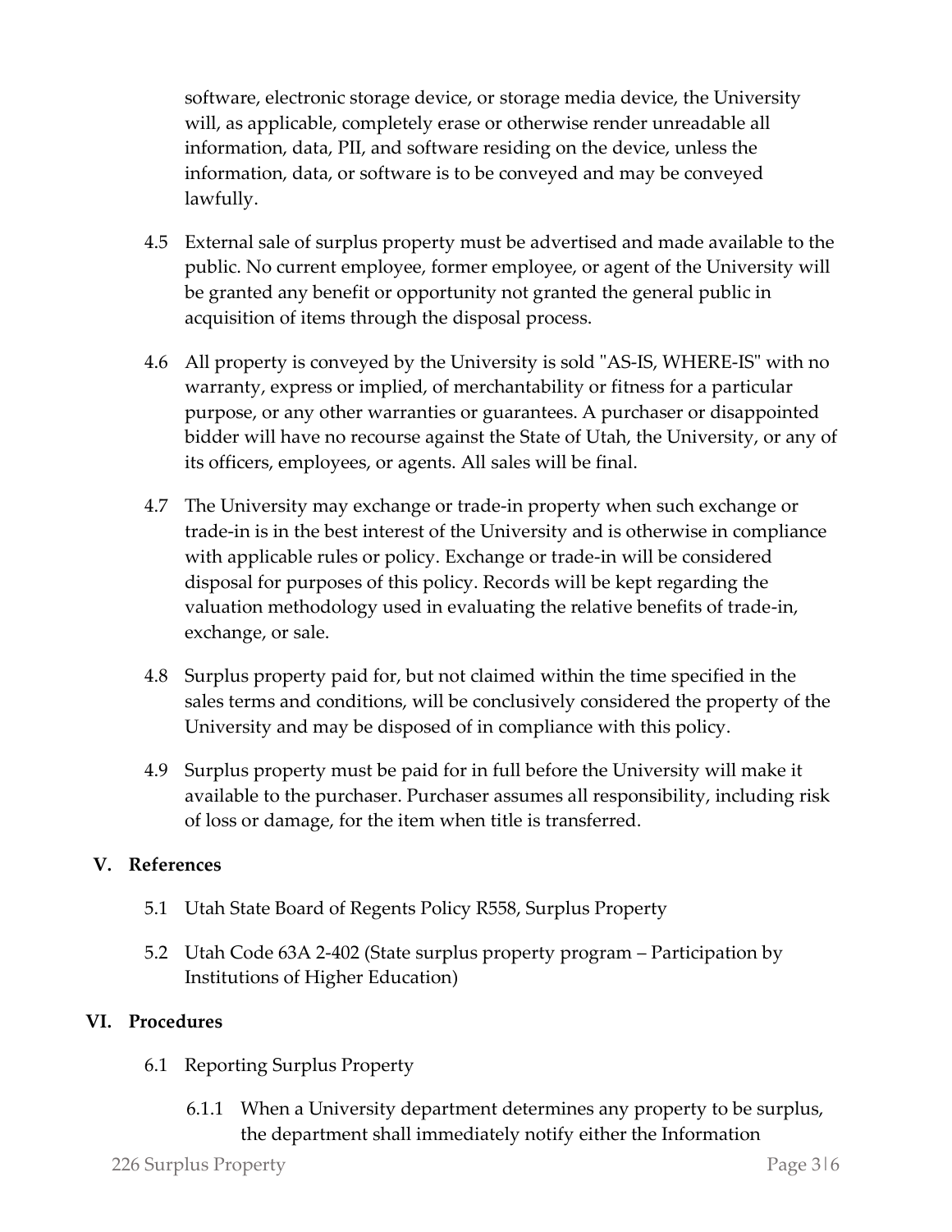software, electronic storage device, or storage media device, the University will, as applicable, completely erase or otherwise render unreadable all information, data, PII, and software residing on the device, unless the information, data, or software is to be conveyed and may be conveyed lawfully.

4.5 External sale of surplus property must be advertised and made available to the public. No current employee, former employee, or agent of the University will be granted any benefit or opportunity not granted the general public in acquisition of items through the disposal process.

4.6 All property is conveyed by the University is sold "AS-IS, WHERE-IS" with no warranty, express or implied, of merchantability or fitness for a particular purpose, or any other warranties or guarantees. A purchaser or disappointed bidder will have no recourse against the State of Utah, the University, or any of its officers, employees, or agents. All sales will be final.

4.7 The University may exchange or trade-in property when such exchange or trade-in is in the best interest of the University and is otherwise in compliance with applicable rules or policy. Exchange or trade-in will be considered disposal for purposes of this policy. Records will be kept regarding the valuation methodology used in evaluating the relative benefits of trade-in, exchange, or sale.

4.8 Surplus property paid for, but not claimed within the time specified in the sales terms and conditions, will be conclusively considered the property of the University and may be disposed of in compliance with this policy.

4.9 Surplus property must be paid for in full before the University will make it available to the purchaser. Purchaser assumes all responsibility, including risk of loss or damage, for the item when title is transferred.

## V. References

5.1 Utah State Board of Regents Policy R558, Surplus Property

5.2 Utah Code 63A 2-402 (State surplus property program – Participation by Institutions of Higher Education)

## VI. Procedures

6.1 Reporting Surplus Property

6.1.1 When a University department determines any property to be surplus, the department shall immediately notify either the Information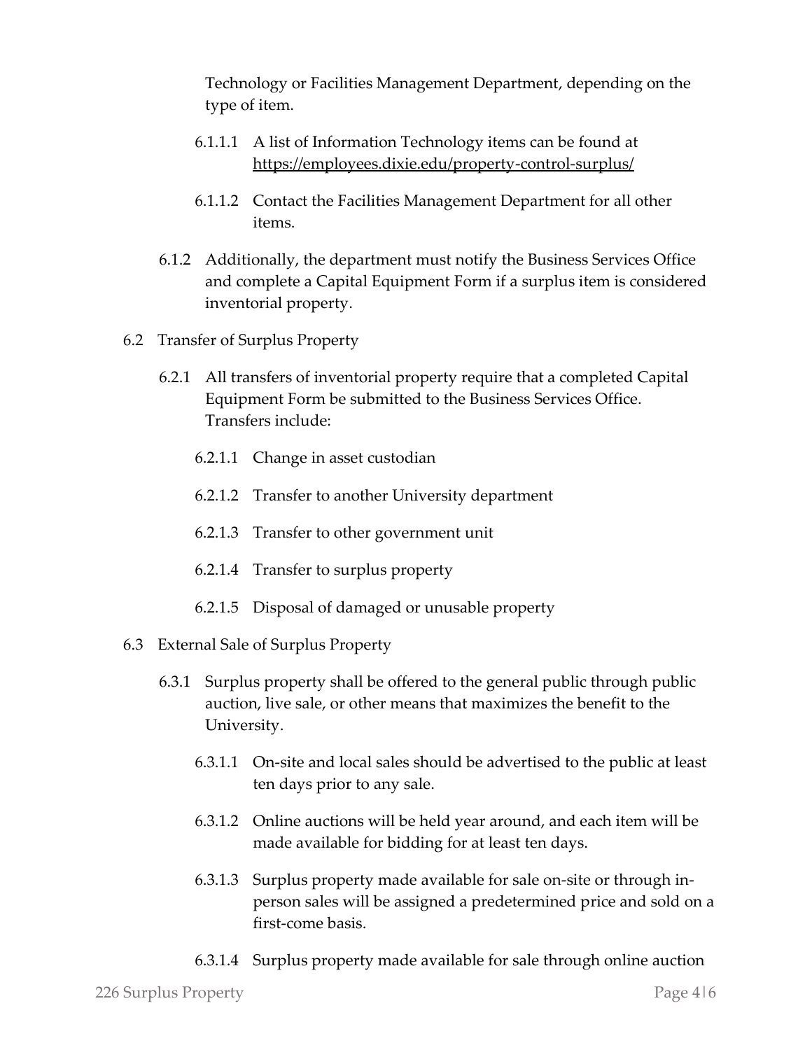Technology or Facilities Management Department, depending on the type of item.

6.1.1.1 A list of Information Technology items can be found at https://employees.dixie.edu/property-control-surplus/

6.1.1.2 Contact the Facilities Management Department for all other items.

6.1.2 Additionally, the department must notify the Business Services Office and complete a Capital Equipment Form if a surplus item is considered inventorial property.

6.2 Transfer of Surplus Property

6.2.1 All transfers of inventorial property require that a completed Capital Equipment Form be submitted to the Business Services Office. Transfers include:

6.2.1.1 Change in asset custodian

6.2.1.2 Transfer to another University department

6.2.1.3 Transfer to other government unit

6.2.1.4 Transfer to surplus property

6.2.1.5 Disposal of damaged or unusable property

6.3 External Sale of Surplus Property

6.3.1 Surplus property shall be offered to the general public through public auction, live sale, or other means that maximizes the benefit to the University.

6.3.1.1 On-site and local sales should be advertised to the public at least ten days prior to any sale.

6.3.1.2 Online auctions will be held year around, and each item will be made available for bidding for at least ten days.

6.3.1.3 Surplus property made available for sale on-site or through in-person sales will be assigned a predetermined price and sold on a first-come basis.

6.3.1.4 Surplus property made available for sale through online auction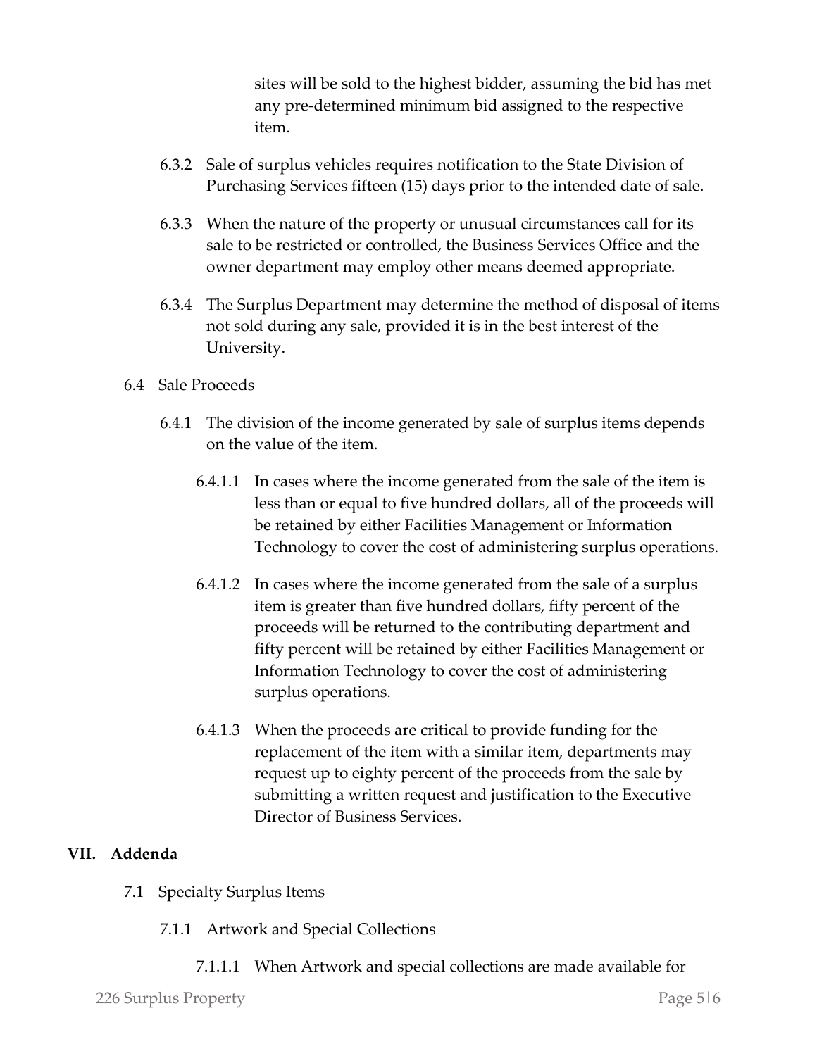sites will be sold to the highest bidder, assuming the bid has met any pre-determined minimum bid assigned to the respective item.

6.3.2 Sale of surplus vehicles requires notification to the State Division of Purchasing Services fifteen (15) days prior to the intended date of sale.

6.3.3 When the nature of the property or unusual circumstances call for its sale to be restricted or controlled, the Business Services Office and the owner department may employ other means deemed appropriate.

6.3.4 The Surplus Department may determine the method of disposal of items not sold during any sale, provided it is in the best interest of the University.

6.4 Sale Proceeds

6.4.1 The division of the income generated by sale of surplus items depends on the value of the item.

6.4.1.1 In cases where the income generated from the sale of the item is less than or equal to five hundred dollars, all of the proceeds will be retained by either Facilities Management or Information Technology to cover the cost of administering surplus operations.

6.4.1.2 In cases where the income generated from the sale of a surplus item is greater than five hundred dollars, fifty percent of the proceeds will be returned to the contributing department and fifty percent will be retained by either Facilities Management or Information Technology to cover the cost of administering surplus operations.

6.4.1.3 When the proceeds are critical to provide funding for the replacement of the item with a similar item, departments may request up to eighty percent of the proceeds from the sale by submitting a written request and justification to the Executive Director of Business Services.

## VII. Addenda

7.1 Specialty Surplus Items

7.1.1 Artwork and Special Collections

7.1.1.1 When Artwork and special collections are made available for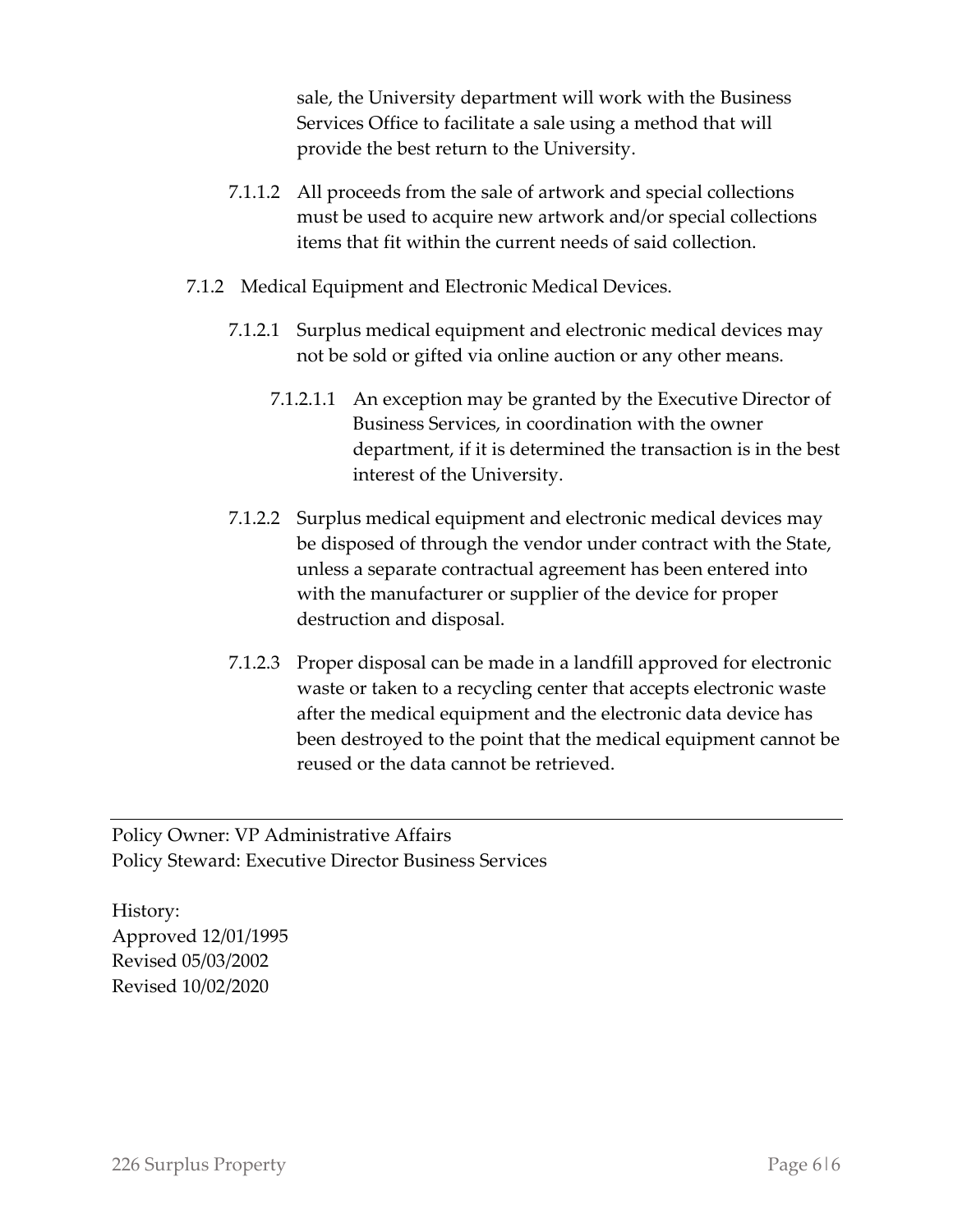sale, the University department will work with the Business Services Office to facilitate a sale using a method that will provide the best return to the University.

7.1.1.2 All proceeds from the sale of artwork and special collections must be used to acquire new artwork and/or special collections items that fit within the current needs of said collection.

7.1.2 Medical Equipment and Electronic Medical Devices.

7.1.2.1 Surplus medical equipment and electronic medical devices may not be sold or gifted via online auction or any other means.

7.1.2.1.1 An exception may be granted by the Executive Director of Business Services, in coordination with the owner department, if it is determined the transaction is in the best interest of the University.

7.1.2.2 Surplus medical equipment and electronic medical devices may be disposed of through the vendor under contract with the State, unless a separate contractual agreement has been entered into with the manufacturer or supplier of the device for proper destruction and disposal.

7.1.2.3 Proper disposal can be made in a landfill approved for electronic waste or taken to a recycling center that accepts electronic waste after the medical equipment and the electronic data device has been destroyed to the point that the medical equipment cannot be reused or the data cannot be retrieved.

---

Policy Owner: VP Administrative Affairs
Policy Steward: Executive Director Business Services

History:
Approved 12/01/1995
Revised 05/03/2002
Revised 10/02/2020